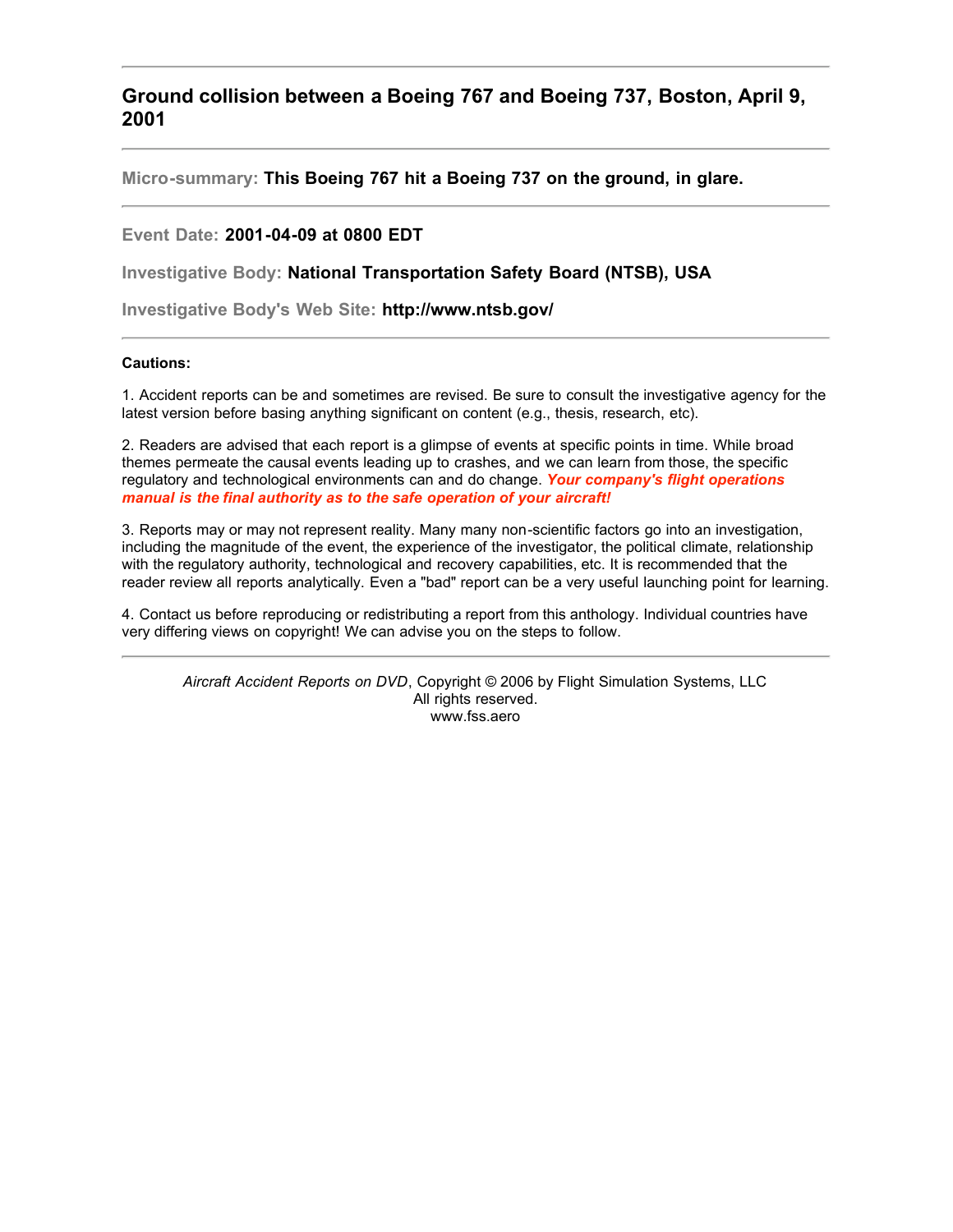# Ground collision between a Boeing 767 and Boeing 737, Boston, April 9, 2001

---

**Micro-summary:** **This Boeing 767 hit a Boeing 737 on the ground, in glare.**

---

**Event Date:** **2001-04-09 at 0800 EDT**

**Investigative Body:** **National Transportation Safety Board (NTSB), USA**

**Investigative Body's Web Site:** **http://www.ntsb.gov/**

---

**Cautions:**

1. Accident reports can be and sometimes are revised. Be sure to consult the investigative agency for the latest version before basing anything significant on content (e.g., thesis, research, etc).

2. Readers are advised that each report is a glimpse of events at specific points in time. While broad themes permeate the causal events leading up to crashes, and we can learn from those, the specific regulatory and technological environments can and do change. ***Your company's flight operations manual is the final authority as to the safe operation of your aircraft!***

3. Reports may or may not represent reality. Many many non-scientific factors go into an investigation, including the magnitude of the event, the experience of the investigator, the political climate, relationship with the regulatory authority, technological and recovery capabilities, etc. It is recommended that the reader review all reports analytically. Even a "bad" report can be a very useful launching point for learning.

4. Contact us before reproducing or redistributing a report from this anthology. Individual countries have very differing views on copyright! We can advise you on the steps to follow.

---

*Aircraft Accident Reports on DVD*, Copyright © 2006 by Flight Simulation Systems, LLC
All rights reserved.
www.fss.aero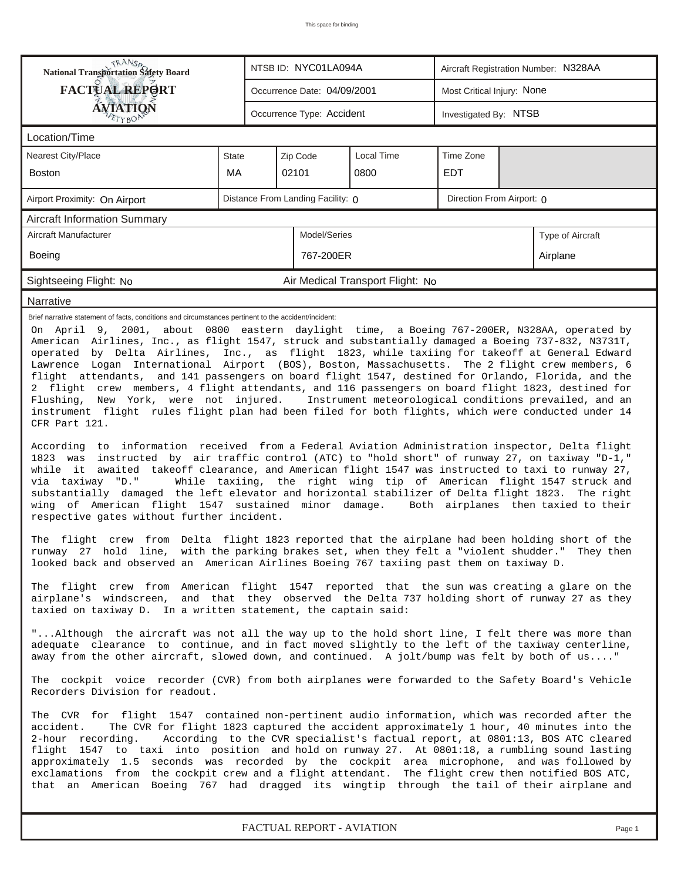This space for binding

| National Transportation Safety Board FACTUAL REPORT AVIATION | NTSB ID: NYC01LA094A | Aircraft Registration Number: N328AA |
|---|---|---|
| | Occurrence Date: 04/09/2001 | Most Critical Injury: None |
| | Occurrence Type: Accident | Investigated By: NTSB |

## Location/Time

| Nearest City/Place | State | Zip Code | Local Time | Time Zone |
|---|---|---|---|---|
| Boston | MA | 02101 | 0800 | EDT |

| Airport Proximity: On Airport | Distance From Landing Facility: 0 | Direction From Airport: 0 |
|---|---|---|

## Aircraft Information Summary

| Aircraft Manufacturer | Model/Series | Type of Aircraft |
|---|---|---|
| Boeing | 767-200ER | Airplane |

| Sightseeing Flight: No | Air Medical Transport Flight: No |
|---|---|

## Narrative

Brief narrative statement of facts, conditions and circumstances pertinent to the accident/incident:

On April 9, 2001, about 0800 eastern daylight time, a Boeing 767-200ER, N328AA, operated by American Airlines, Inc., as flight 1547, struck and substantially damaged a Boeing 737-832, N3731T, operated by Delta Airlines, Inc., as flight 1823, while taxiing for takeoff at General Edward Lawrence Logan International Airport (BOS), Boston, Massachusetts. The 2 flight crew members, 6 flight attendants, and 141 passengers on board flight 1547, destined for Orlando, Florida, and the 2 flight crew members, 4 flight attendants, and 116 passengers on board flight 1823, destined for Flushing, New York, were not injured. Instrument meteorological conditions prevailed, and an instrument flight rules flight plan had been filed for both flights, which were conducted under 14 CFR Part 121.

According to information received from a Federal Aviation Administration inspector, Delta flight 1823 was instructed by air traffic control (ATC) to "hold short" of runway 27, on taxiway "D-1," while it awaited takeoff clearance, and American flight 1547 was instructed to taxi to runway 27, via taxiway "D." While taxiing, the right wing tip of American flight 1547 struck and substantially damaged the left elevator and horizontal stabilizer of Delta flight 1823. The right wing of American flight 1547 sustained minor damage. Both airplanes then taxied to their respective gates without further incident.

The flight crew from Delta flight 1823 reported that the airplane had been holding short of the runway 27 hold line, with the parking brakes set, when they felt a "violent shudder." They then looked back and observed an American Airlines Boeing 767 taxiing past them on taxiway D.

The flight crew from American flight 1547 reported that the sun was creating a glare on the airplane's windscreen, and that they observed the Delta 737 holding short of runway 27 as they taxied on taxiway D. In a written statement, the captain said:

"...Although the aircraft was not all the way up to the hold short line, I felt there was more than adequate clearance to continue, and in fact moved slightly to the left of the taxiway centerline, away from the other aircraft, slowed down, and continued. A jolt/bump was felt by both of us...."

The cockpit voice recorder (CVR) from both airplanes were forwarded to the Safety Board's Vehicle Recorders Division for readout.

The CVR for flight 1547 contained non-pertinent audio information, which was recorded after the accident. The CVR for flight 1823 captured the accident approximately 1 hour, 40 minutes into the 2-hour recording. According to the CVR specialist's factual report, at 0801:13, BOS ATC cleared flight 1547 to taxi into position and hold on runway 27. At 0801:18, a rumbling sound lasting approximately 1.5 seconds was recorded by the cockpit area microphone, and was followed by exclamations from the cockpit crew and a flight attendant. The flight crew then notified BOS ATC, that an American Boeing 767 had dragged its wingtip through the tail of their airplane and

FACTUAL REPORT - AVIATION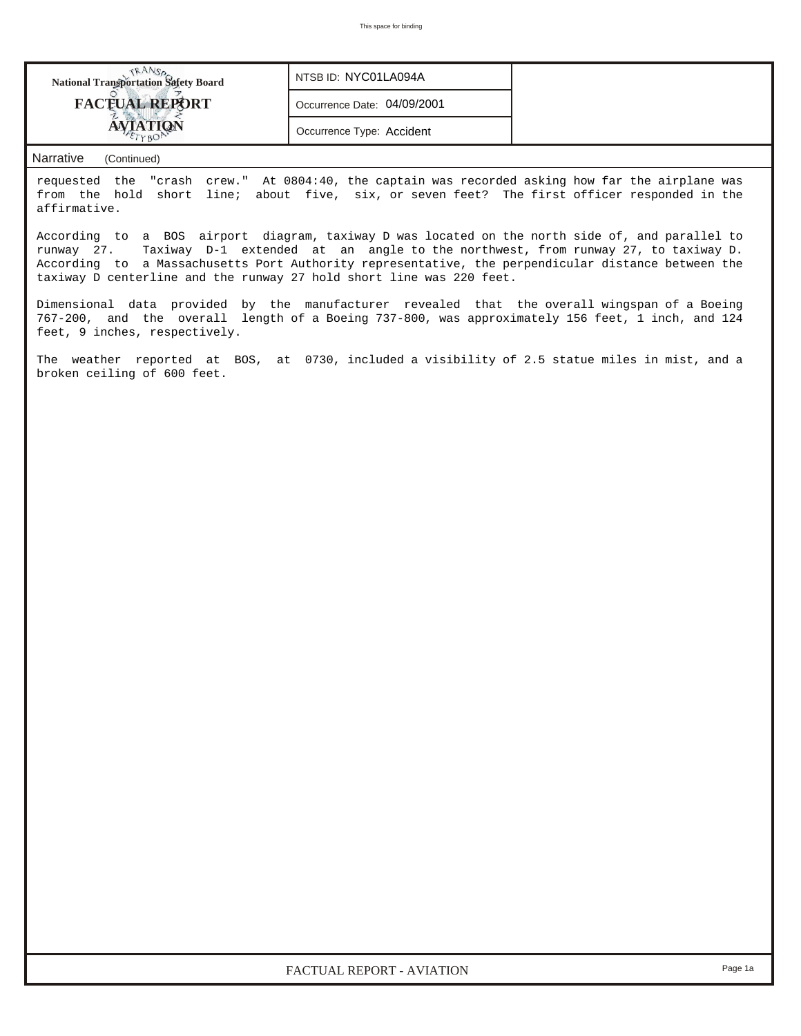| National Transportation Safety Board FACTUAL REPORT AVIATION | NTSB ID: NYC01LA094A | |
| --- | --- | --- |
| | Occurrence Date: 04/09/2001 | |
| | Occurrence Type: Accident | |

## Narrative (Continued)

requested the "crash crew." At 0804:40, the captain was recorded asking how far the airplane was from the hold short line; about five, six, or seven feet? The first officer responded in the affirmative.

According to a BOS airport diagram, taxiway D was located on the north side of, and parallel to runway 27. Taxiway D-1 extended at an angle to the northwest, from runway 27, to taxiway D. According to a Massachusetts Port Authority representative, the perpendicular distance between the taxiway D centerline and the runway 27 hold short line was 220 feet.

Dimensional data provided by the manufacturer revealed that the overall wingspan of a Boeing 767-200, and the overall length of a Boeing 737-800, was approximately 156 feet, 1 inch, and 124 feet, 9 inches, respectively.

The weather reported at BOS, at 0730, included a visibility of 2.5 statue miles in mist, and a broken ceiling of 600 feet.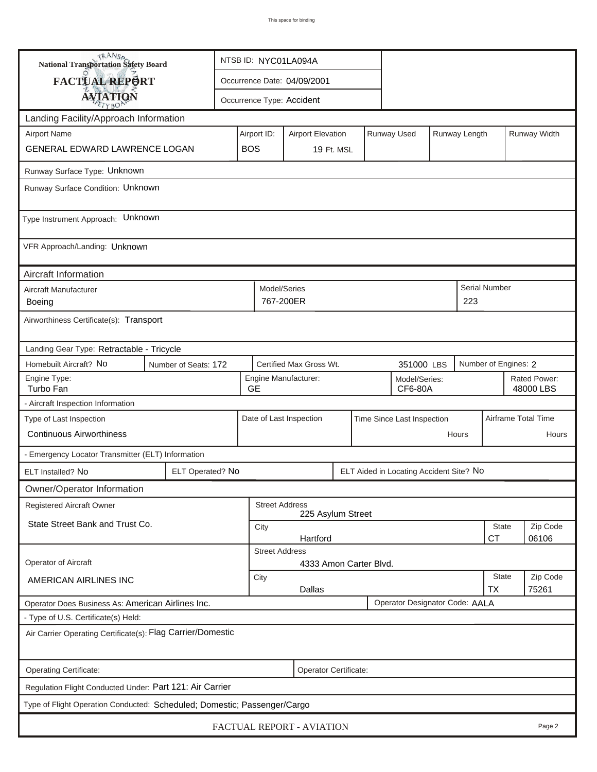This space for binding

| National Transportation Safety Board FACTUAL REPORT AVIATION | NTSB ID: NYC01LA094A |
|---|---|
| | Occurrence Date: 04/09/2001 |
| | Occurrence Type: Accident |

## Landing Facility/Approach Information

| Airport Name | Airport ID: | Airport Elevation | Runway Used | Runway Length | Runway Width |
|---|---|---|---|---|---|
| GENERAL EDWARD LAWRENCE LOGAN | BOS | 19 Ft. MSL | | | |

Runway Surface Type: Unknown

Runway Surface Condition: Unknown

Type Instrument Approach: Unknown

VFR Approach/Landing: Unknown

## Aircraft Information

| Aircraft Manufacturer | Model/Series | Serial Number |
|---|---|---|
| Boeing | 767-200ER | 223 |

Airworthiness Certificate(s): Transport

Landing Gear Type: Retractable - Tricycle

| Homebuilt Aircraft? No | Number of Seats: 172 | Certified Max Gross Wt. 351000 LBS | Number of Engines: 2 |
|---|---|---|---|

| Engine Type: | Engine Manufacturer: | Model/Series: | Rated Power: |
|---|---|---|---|
| Turbo Fan | GE | CF6-80A | 48000 LBS |

- Aircraft Inspection Information

| Type of Last Inspection | Date of Last Inspection | Time Since Last Inspection | Airframe Total Time |
|---|---|---|---|
| Continuous Airworthiness | | Hours | Hours |

- Emergency Locator Transmitter (ELT) Information

| ELT Installed? No | ELT Operated? No | ELT Aided in Locating Accident Site? No |
|---|---|---|

## Owner/Operator Information

| Registered Aircraft Owner | Street Address | | |
|---|---|---|---|
| State Street Bank and Trust Co. | 225 Asylum Street | | |
| | City | State | Zip Code |
| | Hartford | CT | 06106 |

| Operator of Aircraft | Street Address | | |
|---|---|---|---|
| AMERICAN AIRLINES INC | 4333 Amon Carter Blvd. | | |
| | City | State | Zip Code |
| | Dallas | TX | 75261 |

Operator Does Business As: American Airlines Inc. | Operator Designator Code: AALA

- Type of U.S. Certificate(s) Held:

Air Carrier Operating Certificate(s): Flag Carrier/Domestic

Operating Certificate: | Operator Certificate:

Regulation Flight Conducted Under: Part 121: Air Carrier

Type of Flight Operation Conducted: Scheduled; Domestic; Passenger/Cargo

FACTUAL REPORT - AVIATION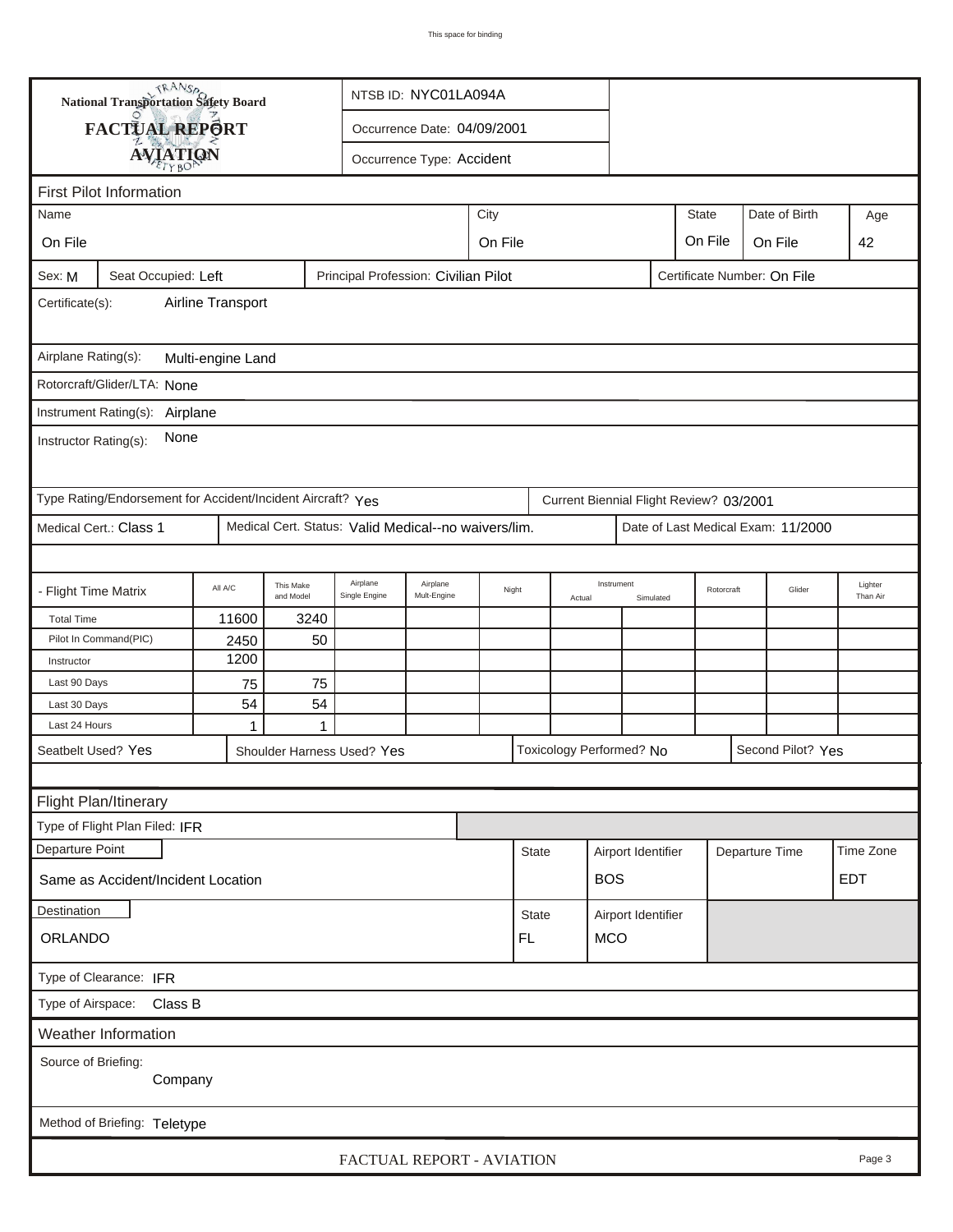This space for binding

**National Transportation Safety Board**

# FACTUAL REPORT AVIATION

NTSB ID: NYC01LA094A

Occurrence Date: 04/09/2001

Occurrence Type: Accident

## First Pilot Information

| Name | City | State | Date of Birth | Age |
|---|---|---|---|---|
| On File | On File | On File | On File | 42 |

Sex: M | Seat Occupied: Left | Principal Profession: Civilian Pilot | Certificate Number: On File

Certificate(s): Airline Transport

Airplane Rating(s): Multi-engine Land

Rotorcraft/Glider/LTA: None

Instrument Rating(s): Airplane

Instructor Rating(s): None

Type Rating/Endorsement for Accident/Incident Aircraft? Yes | Current Biennial Flight Review? 03/2001

Medical Cert.: Class 1 | Medical Cert. Status: Valid Medical--no waivers/lim. | Date of Last Medical Exam: 11/2000

| - Flight Time Matrix | All A/C | This Make and Model | Airplane Single Engine | Airplane Mult-Engine | Night | Instrument Actual | Instrument Simulated | Rotorcraft | Glider | Lighter Than Air |
|---|---|---|---|---|---|---|---|---|---|---|
| Total Time | 11600 | 3240 | | | | | | | | |
| Pilot In Command(PIC) | 2450 | 50 | | | | | | | | |
| Instructor | 1200 | | | | | | | | | |
| Last 90 Days | 75 | 75 | | | | | | | | |
| Last 30 Days | 54 | 54 | | | | | | | | |
| Last 24 Hours | 1 | 1 | | | | | | | | |

Seatbelt Used? Yes | Shoulder Harness Used? Yes | Toxicology Performed? No | Second Pilot? Yes

## Flight Plan/Itinerary

Type of Flight Plan Filed: IFR

| Departure Point | State | Airport Identifier | Departure Time | Time Zone |
|---|---|---|---|---|
| Same as Accident/Incident Location | | BOS | | EDT |

| Destination | State | Airport Identifier |
|---|---|---|
| ORLANDO | FL | MCO |

Type of Clearance: IFR

Type of Airspace: Class B

## Weather Information

Source of Briefing: Company

Method of Briefing: Teletype

FACTUAL REPORT - AVIATION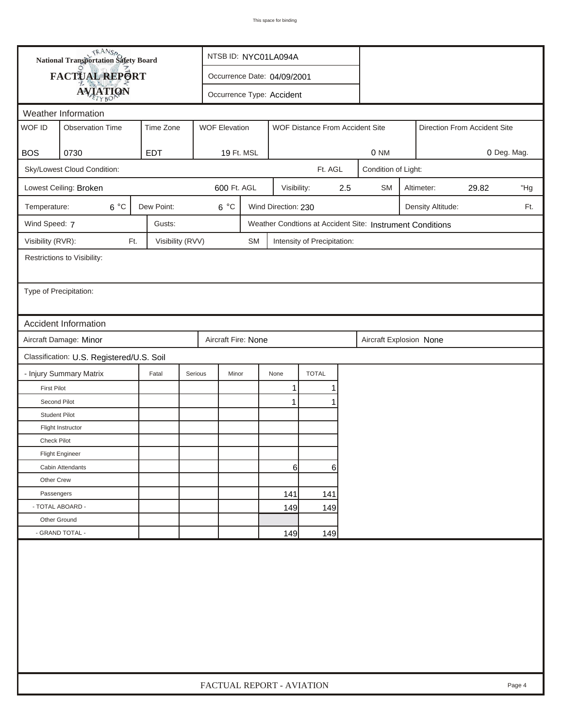**National Transportation Safety Board**
**FACTUAL REPORT**
**AVIATION**

NTSB ID: NYC01LA094A

Occurrence Date: 04/09/2001

Occurrence Type: Accident

## Weather Information

| WOF ID | Observation Time | Time Zone | WOF Elevation | WOF Distance From Accident Site | Direction From Accident Site |
|---|---|---|---|---|---|
| BOS | 0730 | EDT | 19 Ft. MSL | 0 NM | 0 Deg. Mag. |

Sky/Lowest Cloud Condition: Ft. AGL | Condition of Light:

Lowest Ceiling: Broken 600 Ft. AGL | Visibility: 2.5 SM | Altimeter: 29.82 "Hg

Temperature: 6 °C | Dew Point: 6 °C | Wind Direction: 230 | Density Altitude: Ft.

Wind Speed: 7 | Gusts: | Weather Condtions at Accident Site: Instrument Conditions

Visibility (RVR): Ft. | Visibility (RVV) SM | Intensity of Precipitation:

Restrictions to Visibility:

Type of Precipitation:

## Accident Information

Aircraft Damage: Minor | Aircraft Fire: None | Aircraft Explosion None

Classification: U.S. Registered/U.S. Soil

| - Injury Summary Matrix | Fatal | Serious | Minor | None | TOTAL |
|---|---|---|---|---|---|
| First Pilot | | | | 1 | 1 |
| Second Pilot | | | | 1 | 1 |
| Student Pilot | | | | | |
| Flight Instructor | | | | | |
| Check Pilot | | | | | |
| Flight Engineer | | | | | |
| Cabin Attendants | | | | 6 | 6 |
| Other Crew | | | | | |
| Passengers | | | | 141 | 141 |
| - TOTAL ABOARD - | | | | 149 | 149 |
| Other Ground | | | | | |
| - GRAND TOTAL - | | | | 149 | 149 |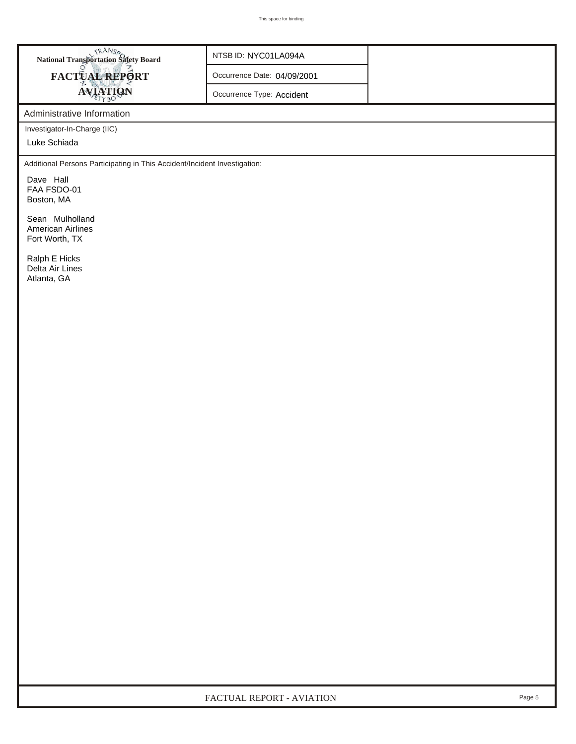**National Transportation Safety Board**

**FACTUAL REPORT**

**AVIATION**

| | |
|---|---|
| NTSB ID: NYC01LA094A | |
| Occurrence Date: 04/09/2001 | |
| Occurrence Type: Accident | |

## Administrative Information

Investigator-In-Charge (IIC)

Luke Schiada

Additional Persons Participating in This Accident/Incident Investigation:

Dave Hall
FAA FSDO-01
Boston, MA

Sean Mulholland
American Airlines
Fort Worth, TX

Ralph E Hicks
Delta Air Lines
Atlanta, GA